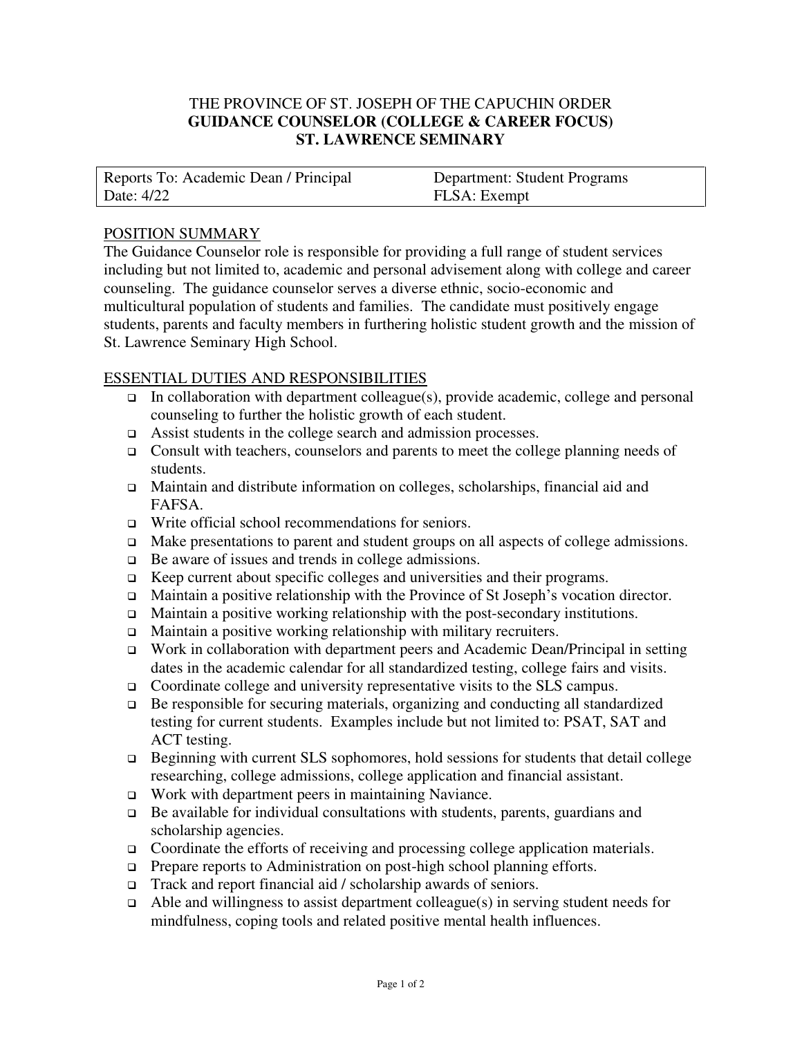# THE PROVINCE OF ST. JOSEPH OF THE CAPUCHIN ORDER
# GUIDANCE COUNSELOR (COLLEGE & CAREER FOCUS)
# ST. LAWRENCE SEMINARY

| Reports To: Academic Dean / Principal | Department: Student Programs |
|---|---|
| Date: 4/22 | FLSA: Exempt |

## POSITION SUMMARY

The Guidance Counselor role is responsible for providing a full range of student services including but not limited to, academic and personal advisement along with college and career counseling. The guidance counselor serves a diverse ethnic, socio-economic and multicultural population of students and families. The candidate must positively engage students, parents and faculty members in furthering holistic student growth and the mission of St. Lawrence Seminary High School.

## ESSENTIAL DUTIES AND RESPONSIBILITIES

- In collaboration with department colleague(s), provide academic, college and personal counseling to further the holistic growth of each student.
- Assist students in the college search and admission processes.
- Consult with teachers, counselors and parents to meet the college planning needs of students.
- Maintain and distribute information on colleges, scholarships, financial aid and FAFSA.
- Write official school recommendations for seniors.
- Make presentations to parent and student groups on all aspects of college admissions.
- Be aware of issues and trends in college admissions.
- Keep current about specific colleges and universities and their programs.
- Maintain a positive relationship with the Province of St Joseph's vocation director.
- Maintain a positive working relationship with the post-secondary institutions.
- Maintain a positive working relationship with military recruiters.
- Work in collaboration with department peers and Academic Dean/Principal in setting dates in the academic calendar for all standardized testing, college fairs and visits.
- Coordinate college and university representative visits to the SLS campus.
- Be responsible for securing materials, organizing and conducting all standardized testing for current students. Examples include but not limited to: PSAT, SAT and ACT testing.
- Beginning with current SLS sophomores, hold sessions for students that detail college researching, college admissions, college application and financial assistant.
- Work with department peers in maintaining Naviance.
- Be available for individual consultations with students, parents, guardians and scholarship agencies.
- Coordinate the efforts of receiving and processing college application materials.
- Prepare reports to Administration on post-high school planning efforts.
- Track and report financial aid / scholarship awards of seniors.
- Able and willingness to assist department colleague(s) in serving student needs for mindfulness, coping tools and related positive mental health influences.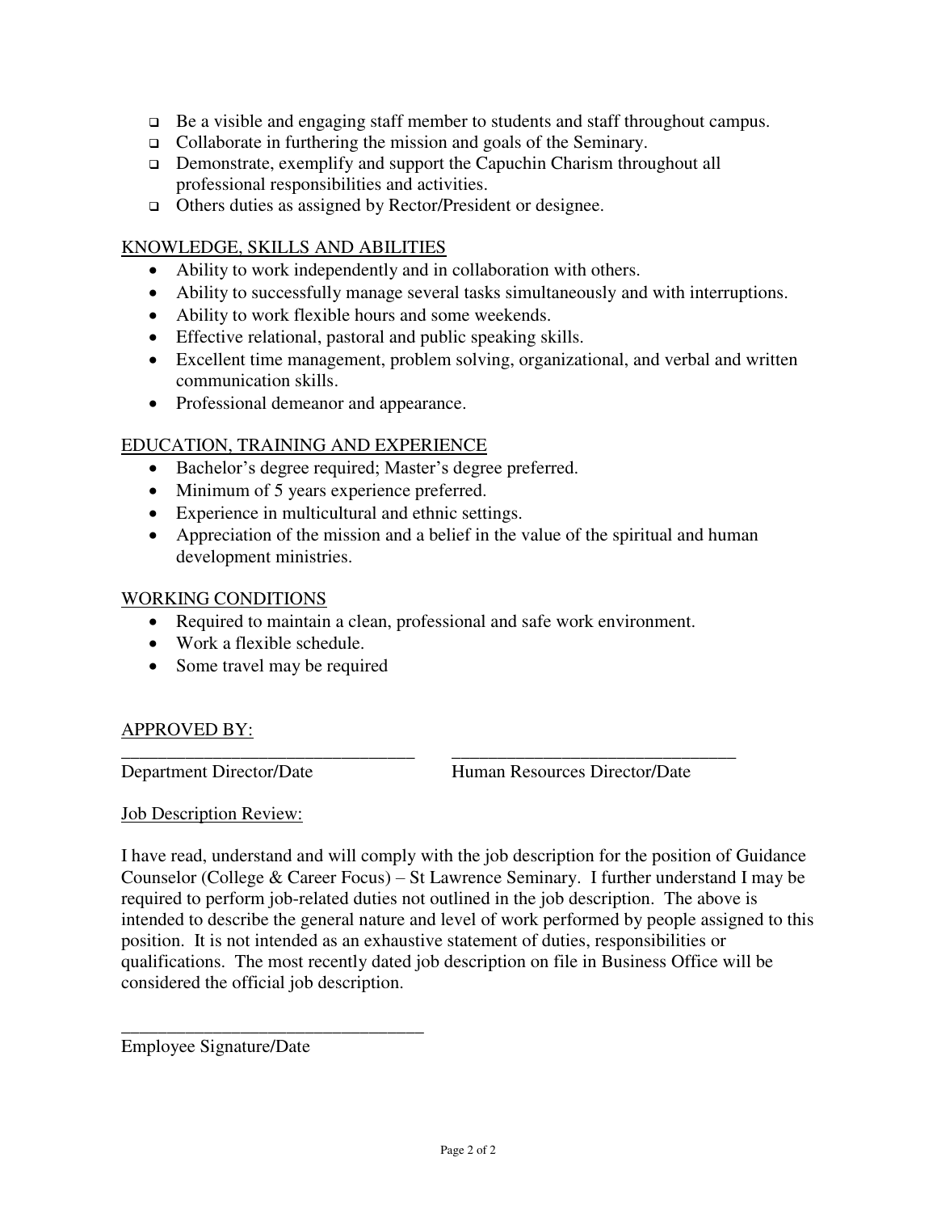- Be a visible and engaging staff member to students and staff throughout campus.
- Collaborate in furthering the mission and goals of the Seminary.
- Demonstrate, exemplify and support the Capuchin Charism throughout all professional responsibilities and activities.
- Others duties as assigned by Rector/President or designee.

## KNOWLEDGE, SKILLS AND ABILITIES

- Ability to work independently and in collaboration with others.
- Ability to successfully manage several tasks simultaneously and with interruptions.
- Ability to work flexible hours and some weekends.
- Effective relational, pastoral and public speaking skills.
- Excellent time management, problem solving, organizational, and verbal and written communication skills.
- Professional demeanor and appearance.

## EDUCATION, TRAINING AND EXPERIENCE

- Bachelor's degree required; Master's degree preferred.
- Minimum of 5 years experience preferred.
- Experience in multicultural and ethnic settings.
- Appreciation of the mission and a belief in the value of the spiritual and human development ministries.

## WORKING CONDITIONS

- Required to maintain a clean, professional and safe work environment.
- Work a flexible schedule.
- Some travel may be required

## APPROVED BY:

\_\_\_\_\_\_\_\_\_\_\_\_\_\_\_\_\_\_\_\_\_\_\_\_\_\_\_\_\_\_\_\_ \_\_\_\_\_\_\_\_\_\_\_\_\_\_\_\_\_\_\_\_\_\_\_\_\_\_\_\_\_\_\_\_

Department Director/Date Human Resources Director/Date

Job Description Review:

I have read, understand and will comply with the job description for the position of Guidance Counselor (College & Career Focus) – St Lawrence Seminary. I further understand I may be required to perform job-related duties not outlined in the job description. The above is intended to describe the general nature and level of work performed by people assigned to this position. It is not intended as an exhaustive statement of duties, responsibilities or qualifications. The most recently dated job description on file in Business Office will be considered the official job description.

\_\_\_\_\_\_\_\_\_\_\_\_\_\_\_\_\_\_\_\_\_\_\_\_\_\_\_\_\_\_\_\_\_\_

Employee Signature/Date